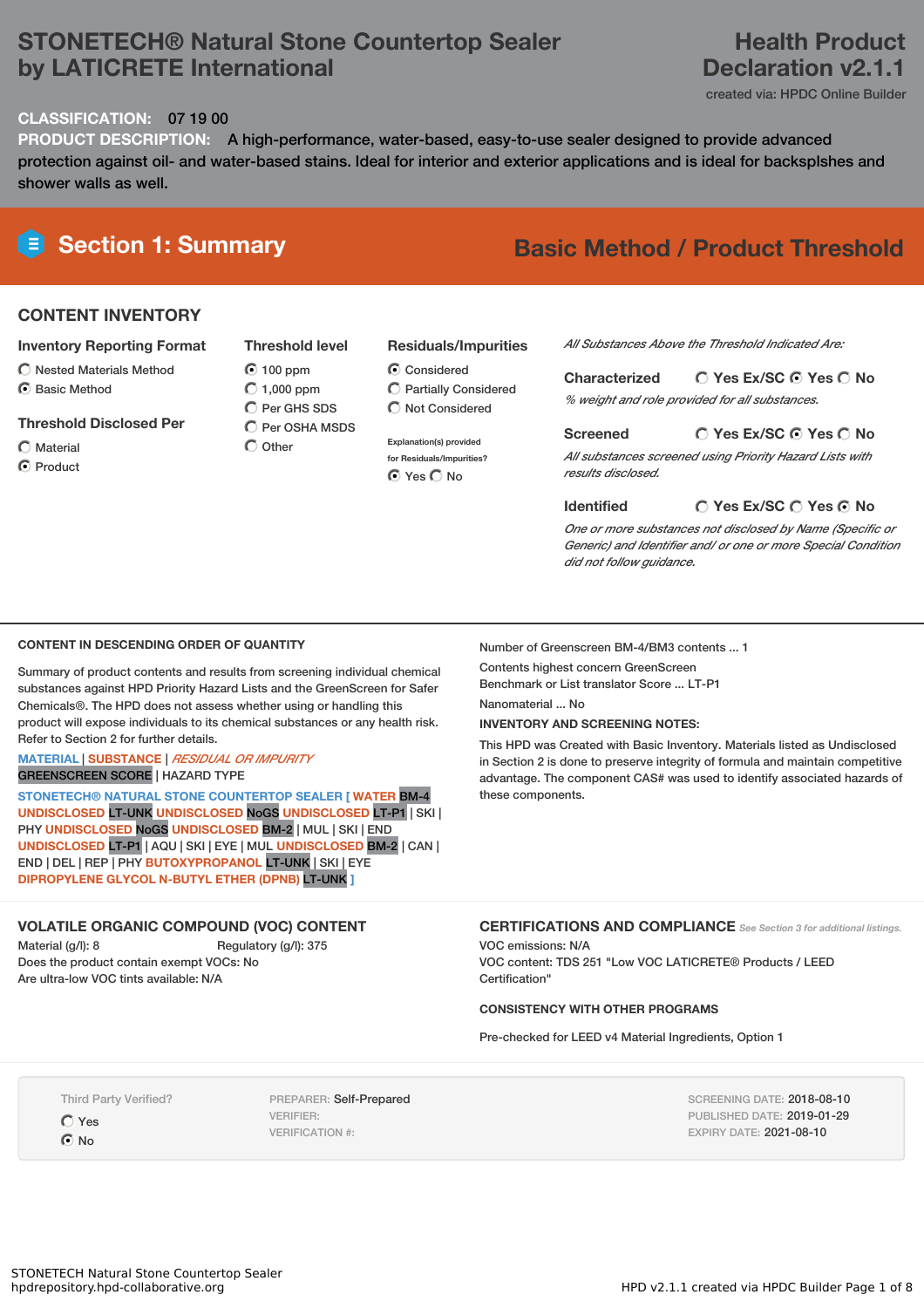# STONETECH® Natural Stone Countertop Sealer by LATICRETE International

**Health Product Declaration v2.1.1**

created via: HPDC Online Builder

**CLASSIFICATION:** 07 19 00

**PRODUCT DESCRIPTION:** A high-performance, water-based, easy-to-use sealer designed to provide advanced protection against oil- and water-based stains. Ideal for interior and exterior applications and is ideal for backsplshes and shower walls as well.

## Section 1: Summary

**Basic Method / Product Threshold**

### CONTENT INVENTORY

**Inventory Reporting Format**

- ○ Nested Materials Method
- ⦿ Basic Method

**Threshold Disclosed Per**

- ○ Material
- ⦿ Product

**Threshold level**

- ⦿ 100 ppm
- ○ 1,000 ppm
- ○ Per GHS SDS
- ○ Per OSHA MSDS
- ○ Other

**Residuals/Impurities**

- ⦿ Considered
- ○ Partially Considered
- ○ Not Considered

Explanation(s) provided for Residuals/Impurities?

⦿ Yes ○ No

*All Substances Above the Threshold Indicated Are:*

**Characterized** ○ Yes Ex/SC ⦿ Yes ○ No

*% weight and role provided for all substances.*

**Screened** ○ Yes Ex/SC ⦿ Yes ○ No

*All substances screened using Priority Hazard Lists with results disclosed.*

**Identified** ○ Yes Ex/SC ○ Yes ⦿ No

*One or more substances not disclosed by Name (Specific or Generic) and Identifier and/ or one or more Special Condition did not follow guidance.*

### CONTENT IN DESCENDING ORDER OF QUANTITY

Summary of product contents and results from screening individual chemical substances against HPD Priority Hazard Lists and the GreenScreen for Safer Chemicals®. The HPD does not assess whether using or handling this product will expose individuals to its chemical substances or any health risk. Refer to Section 2 for further details.

MATERIAL | SUBSTANCE | *RESIDUAL OR IMPURITY*
GREENSCREEN SCORE | HAZARD TYPE

**STONETECH® NATURAL STONE COUNTERTOP SEALER [ WATER** BM-4 **UNDISCLOSED** LT-UNK **UNDISCLOSED** NoGS **UNDISCLOSED** LT-P1 | SKI | PHY **UNDISCLOSED** NoGS **UNDISCLOSED** BM-2 | MUL | SKI | END **UNDISCLOSED** LT-P1 | AQU | SKI | EYE | MUL **UNDISCLOSED** BM-2 | CAN | END | DEL | REP | PHY **BUTOXYPROPANOL** LT-UNK | SKI | EYE **DIPROPYLENE GLYCOL N-BUTYL ETHER (DPNB)** LT-UNK **]**

Number of Greenscreen BM-4/BM3 contents ... 1

Contents highest concern GreenScreen Benchmark or List translator Score ... LT-P1

Nanomaterial ... No

**INVENTORY AND SCREENING NOTES:**

This HPD was Created with Basic Inventory. Materials listed as Undisclosed in Section 2 is done to preserve integrity of formula and maintain competitive advantage. The component CAS# was used to identify associated hazards of these components.

### VOLATILE ORGANIC COMPOUND (VOC) CONTENT

Material (g/l): 8
Regulatory (g/l): 375
Does the product contain exempt VOCs: No
Are ultra-low VOC tints available: N/A

### CERTIFICATIONS AND COMPLIANCE

*See Section 3 for additional listings.*

VOC emissions: N/A
VOC content: TDS 251 "Low VOC LATICRETE® Products / LEED Certification"

**CONSISTENCY WITH OTHER PROGRAMS**

Pre-checked for LEED v4 Material Ingredients, Option 1

Third Party Verified?

- ○ Yes
- ⦿ No

PREPARER: Self-Prepared
VERIFIER:
VERIFICATION #:

SCREENING DATE: 2018-08-10
PUBLISHED DATE: 2019-01-29
EXPIRY DATE: 2021-08-10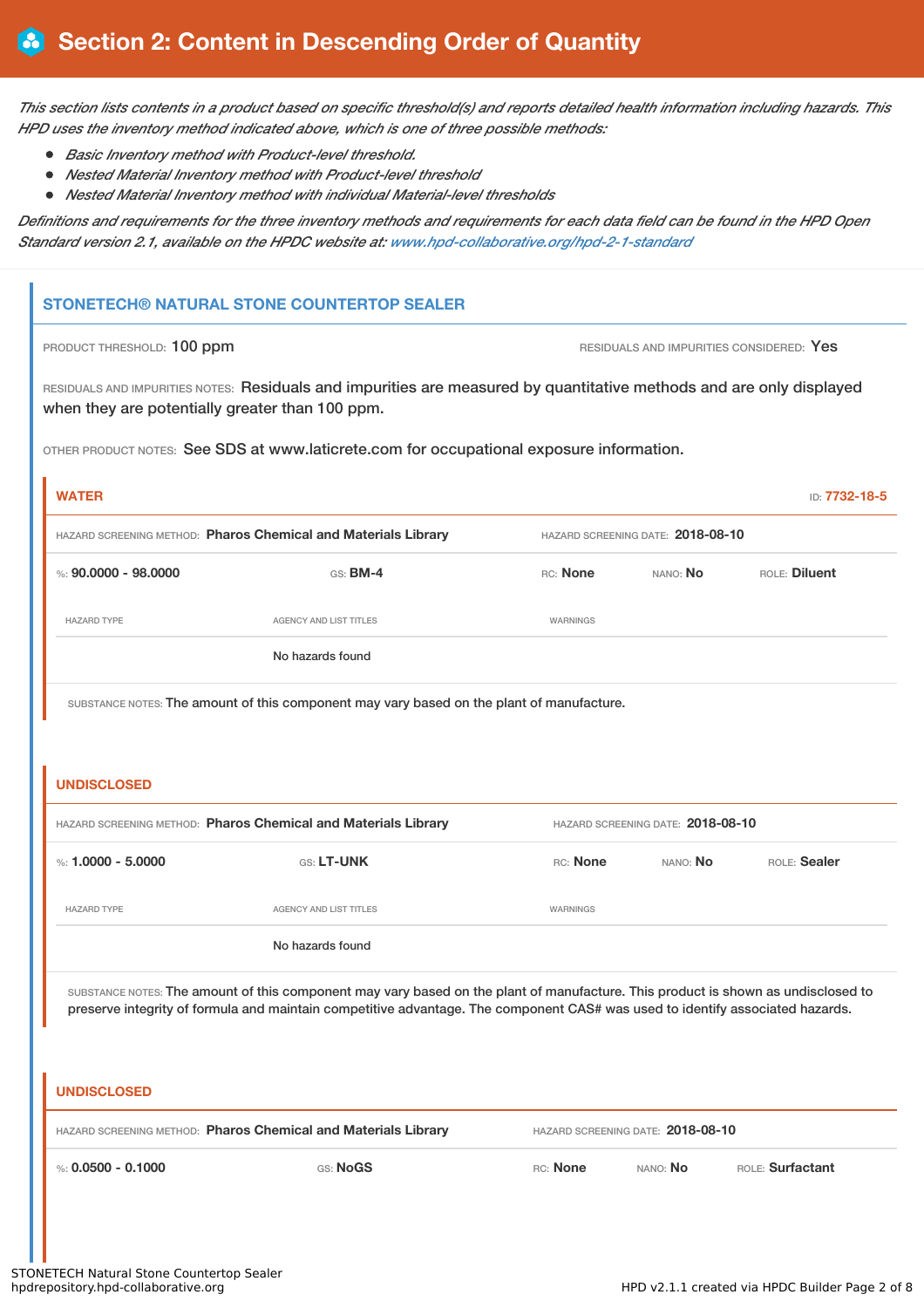# Section 2: Content in Descending Order of Quantity

*This section lists contents in a product based on specific threshold(s) and reports detailed health information including hazards. This HPD uses the inventory method indicated above, which is one of three possible methods:*

- *Basic Inventory method with Product-level threshold.*
- *Nested Material Inventory method with Product-level threshold*
- *Nested Material Inventory method with individual Material-level thresholds*

*Definitions and requirements for the three inventory methods and requirements for each data field can be found in the HPD Open Standard version 2.1, available on the HPDC website at: www.hpd-collaborative.org/hpd-2-1-standard*

## STONETECH® NATURAL STONE COUNTERTOP SEALER

PRODUCT THRESHOLD: 100 ppm

RESIDUALS AND IMPURITIES CONSIDERED: Yes

RESIDUALS AND IMPURITIES NOTES: Residuals and impurities are measured by quantitative methods and are only displayed when they are potentially greater than 100 ppm.

OTHER PRODUCT NOTES: See SDS at www.laticrete.com for occupational exposure information.

### WATER

ID: 7732-18-5

HAZARD SCREENING METHOD: **Pharos Chemical and Materials Library**

HAZARD SCREENING DATE: **2018-08-10**

%: **90.0000 - 98.0000** | GS: **BM-4** | RC: **None** | NANO: **No** | ROLE: **Diluent**

| HAZARD TYPE | AGENCY AND LIST TITLES | WARNINGS |
| --- | --- | --- |
| | No hazards found | |

SUBSTANCE NOTES: The amount of this component may vary based on the plant of manufacture.

### UNDISCLOSED

HAZARD SCREENING METHOD: **Pharos Chemical and Materials Library**

HAZARD SCREENING DATE: **2018-08-10**

%: **1.0000 - 5.0000** | GS: **LT-UNK** | RC: **None** | NANO: **No** | ROLE: **Sealer**

| HAZARD TYPE | AGENCY AND LIST TITLES | WARNINGS |
| --- | --- | --- |
| | No hazards found | |

SUBSTANCE NOTES: The amount of this component may vary based on the plant of manufacture. This product is shown as undisclosed to preserve integrity of formula and maintain competitive advantage. The component CAS# was used to identify associated hazards.

### UNDISCLOSED

HAZARD SCREENING METHOD: **Pharos Chemical and Materials Library**

HAZARD SCREENING DATE: **2018-08-10**

%: **0.0500 - 0.1000** | GS: **NoGS** | RC: **None** | NANO: **No** | ROLE: **Surfactant**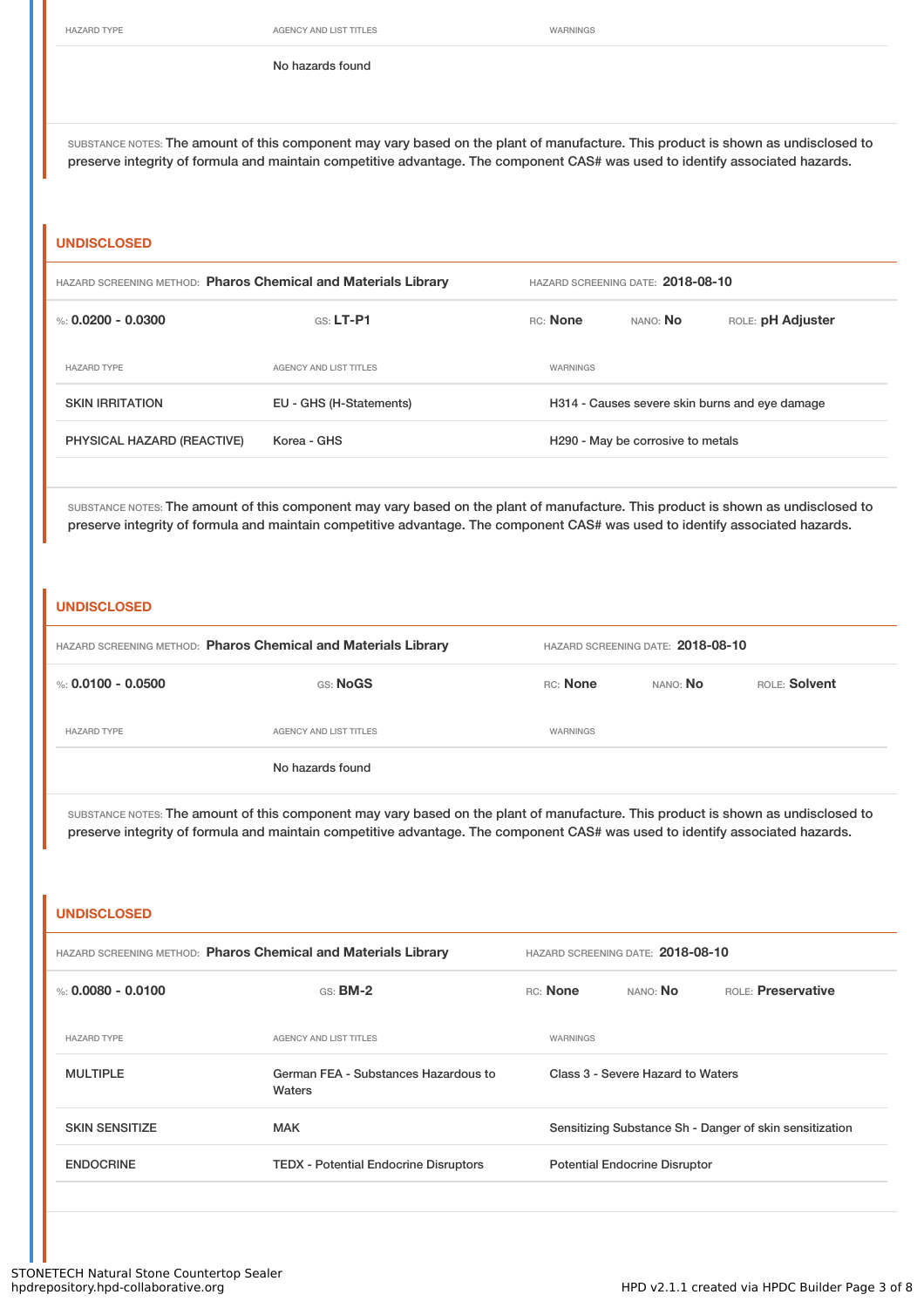| HAZARD TYPE | AGENCY AND LIST TITLES | WARNINGS |
| --- | --- | --- |
| | No hazards found | |

SUBSTANCE NOTES: The amount of this component may vary based on the plant of manufacture. This product is shown as undisclosed to preserve integrity of formula and maintain competitive advantage. The component CAS# was used to identify associated hazards.

## UNDISCLOSED

HAZARD SCREENING METHOD: **Pharos Chemical and Materials Library** HAZARD SCREENING DATE: **2018-08-10**

%: **0.0200 - 0.0300** GS: **LT-P1** RC: **None** NANO: **No** ROLE: **pH Adjuster**

| HAZARD TYPE | AGENCY AND LIST TITLES | WARNINGS |
| --- | --- | --- |
| SKIN IRRITATION | EU - GHS (H-Statements) | H314 - Causes severe skin burns and eye damage |
| PHYSICAL HAZARD (REACTIVE) | Korea - GHS | H290 - May be corrosive to metals |

SUBSTANCE NOTES: The amount of this component may vary based on the plant of manufacture. This product is shown as undisclosed to preserve integrity of formula and maintain competitive advantage. The component CAS# was used to identify associated hazards.

## UNDISCLOSED

HAZARD SCREENING METHOD: **Pharos Chemical and Materials Library** HAZARD SCREENING DATE: **2018-08-10**

%: **0.0100 - 0.0500** GS: **NoGS** RC: **None** NANO: **No** ROLE: **Solvent**

| HAZARD TYPE | AGENCY AND LIST TITLES | WARNINGS |
| --- | --- | --- |
| | No hazards found | |

SUBSTANCE NOTES: The amount of this component may vary based on the plant of manufacture. This product is shown as undisclosed to preserve integrity of formula and maintain competitive advantage. The component CAS# was used to identify associated hazards.

## UNDISCLOSED

HAZARD SCREENING METHOD: **Pharos Chemical and Materials Library** HAZARD SCREENING DATE: **2018-08-10**

%: **0.0080 - 0.0100** GS: **BM-2** RC: **None** NANO: **No** ROLE: **Preservative**

| HAZARD TYPE | AGENCY AND LIST TITLES | WARNINGS |
| --- | --- | --- |
| MULTIPLE | German FEA - Substances Hazardous to Waters | Class 3 - Severe Hazard to Waters |
| SKIN SENSITIZE | MAK | Sensitizing Substance Sh - Danger of skin sensitization |
| ENDOCRINE | TEDX - Potential Endocrine Disruptors | Potential Endocrine Disruptor |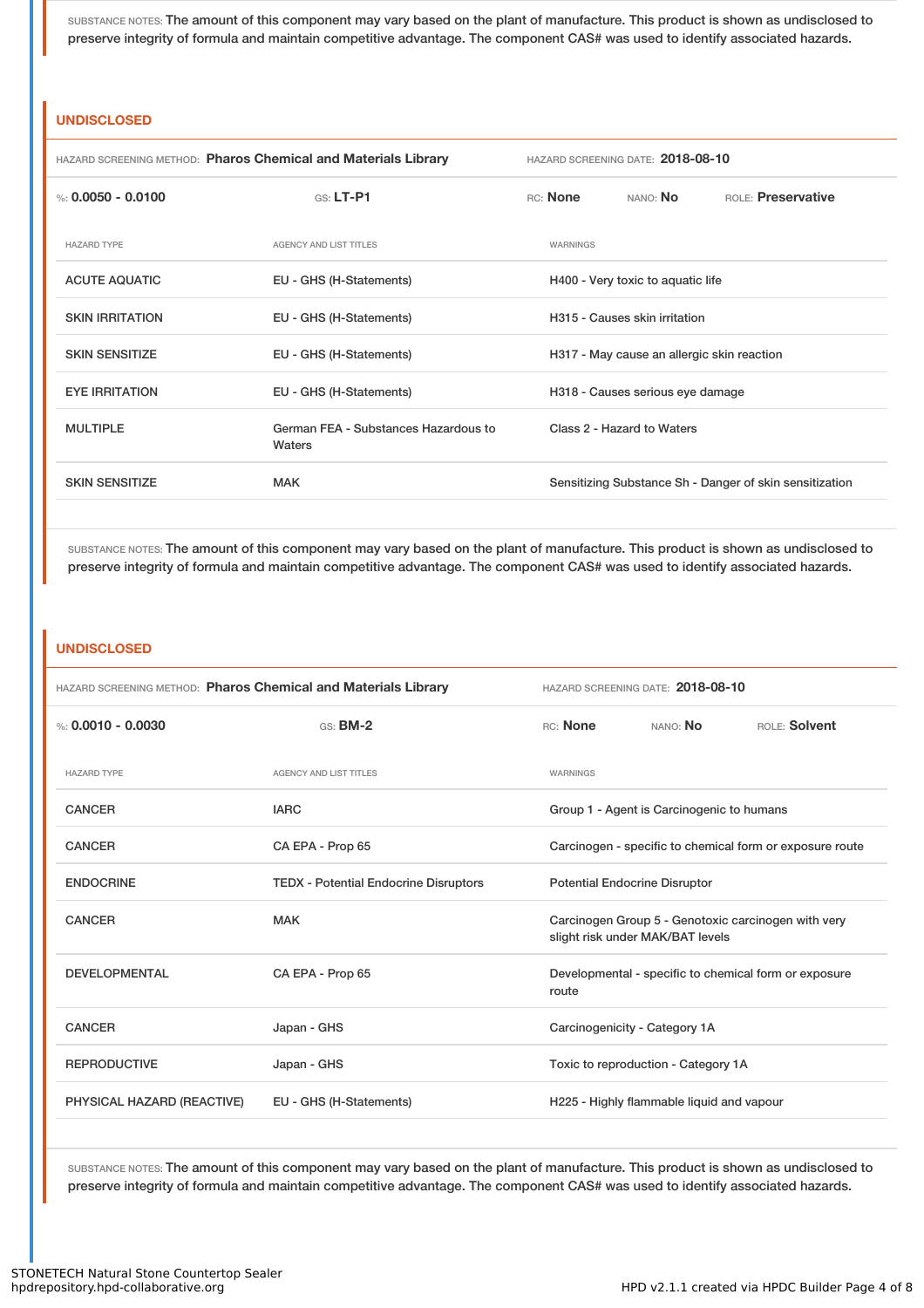SUBSTANCE NOTES: The amount of this component may vary based on the plant of manufacture. This product is shown as undisclosed to preserve integrity of formula and maintain competitive advantage. The component CAS# was used to identify associated hazards.

## UNDISCLOSED

HAZARD SCREENING METHOD: **Pharos Chemical and Materials Library** HAZARD SCREENING DATE: **2018-08-10**

%: **0.0050 - 0.0100** GS: **LT-P1** RC: **None** NANO: **No** ROLE: **Preservative**

| HAZARD TYPE | AGENCY AND LIST TITLES | WARNINGS |
|---|---|---|
| ACUTE AQUATIC | EU - GHS (H-Statements) | H400 - Very toxic to aquatic life |
| SKIN IRRITATION | EU - GHS (H-Statements) | H315 - Causes skin irritation |
| SKIN SENSITIZE | EU - GHS (H-Statements) | H317 - May cause an allergic skin reaction |
| EYE IRRITATION | EU - GHS (H-Statements) | H318 - Causes serious eye damage |
| MULTIPLE | German FEA - Substances Hazardous to Waters | Class 2 - Hazard to Waters |
| SKIN SENSITIZE | MAK | Sensitizing Substance Sh - Danger of skin sensitization |

SUBSTANCE NOTES: The amount of this component may vary based on the plant of manufacture. This product is shown as undisclosed to preserve integrity of formula and maintain competitive advantage. The component CAS# was used to identify associated hazards.

## UNDISCLOSED

HAZARD SCREENING METHOD: **Pharos Chemical and Materials Library** HAZARD SCREENING DATE: **2018-08-10**

%: **0.0010 - 0.0030** GS: **BM-2** RC: **None** NANO: **No** ROLE: **Solvent**

| HAZARD TYPE | AGENCY AND LIST TITLES | WARNINGS |
|---|---|---|
| CANCER | IARC | Group 1 - Agent is Carcinogenic to humans |
| CANCER | CA EPA - Prop 65 | Carcinogen - specific to chemical form or exposure route |
| ENDOCRINE | TEDX - Potential Endocrine Disruptors | Potential Endocrine Disruptor |
| CANCER | MAK | Carcinogen Group 5 - Genotoxic carcinogen with very slight risk under MAK/BAT levels |
| DEVELOPMENTAL | CA EPA - Prop 65 | Developmental - specific to chemical form or exposure route |
| CANCER | Japan - GHS | Carcinogenicity - Category 1A |
| REPRODUCTIVE | Japan - GHS | Toxic to reproduction - Category 1A |
| PHYSICAL HAZARD (REACTIVE) | EU - GHS (H-Statements) | H225 - Highly flammable liquid and vapour |

SUBSTANCE NOTES: The amount of this component may vary based on the plant of manufacture. This product is shown as undisclosed to preserve integrity of formula and maintain competitive advantage. The component CAS# was used to identify associated hazards.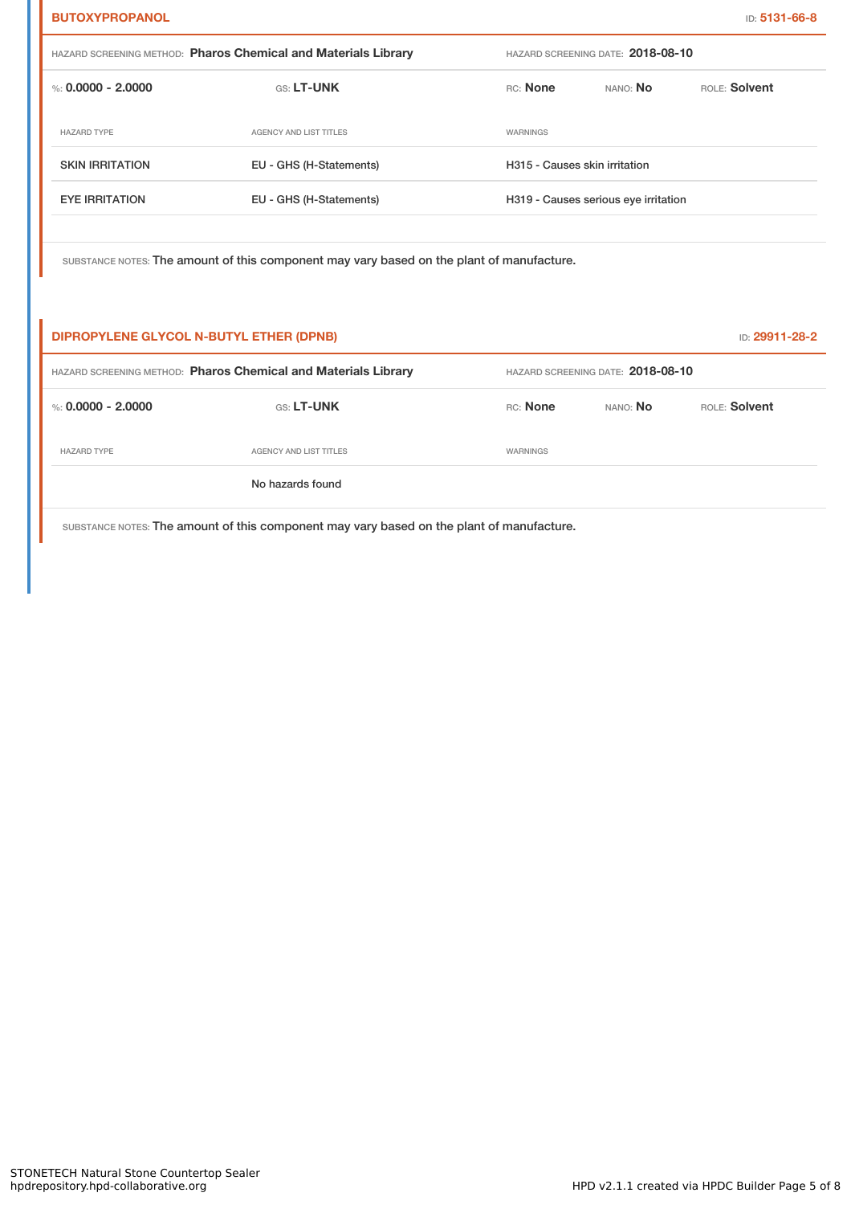## BUTOXYPROPANOL

ID: **5131-66-8**

HAZARD SCREENING METHOD: **Pharos Chemical and Materials Library** HAZARD SCREENING DATE: **2018-08-10**

%: **0.0000 - 2.0000** GS: **LT-UNK** RC: **None** NANO: **No** ROLE: **Solvent**

| HAZARD TYPE | AGENCY AND LIST TITLES | WARNINGS |
|---|---|---|
| SKIN IRRITATION | EU - GHS (H-Statements) | H315 - Causes skin irritation |
| EYE IRRITATION | EU - GHS (H-Statements) | H319 - Causes serious eye irritation |

SUBSTANCE NOTES: The amount of this component may vary based on the plant of manufacture.

## DIPROPYLENE GLYCOL N-BUTYL ETHER (DPNB)

ID: **29911-28-2**

HAZARD SCREENING METHOD: **Pharos Chemical and Materials Library** HAZARD SCREENING DATE: **2018-08-10**

%: **0.0000 - 2.0000** GS: **LT-UNK** RC: **None** NANO: **No** ROLE: **Solvent**

| HAZARD TYPE | AGENCY AND LIST TITLES | WARNINGS |
|---|---|---|
| | No hazards found | |

SUBSTANCE NOTES: The amount of this component may vary based on the plant of manufacture.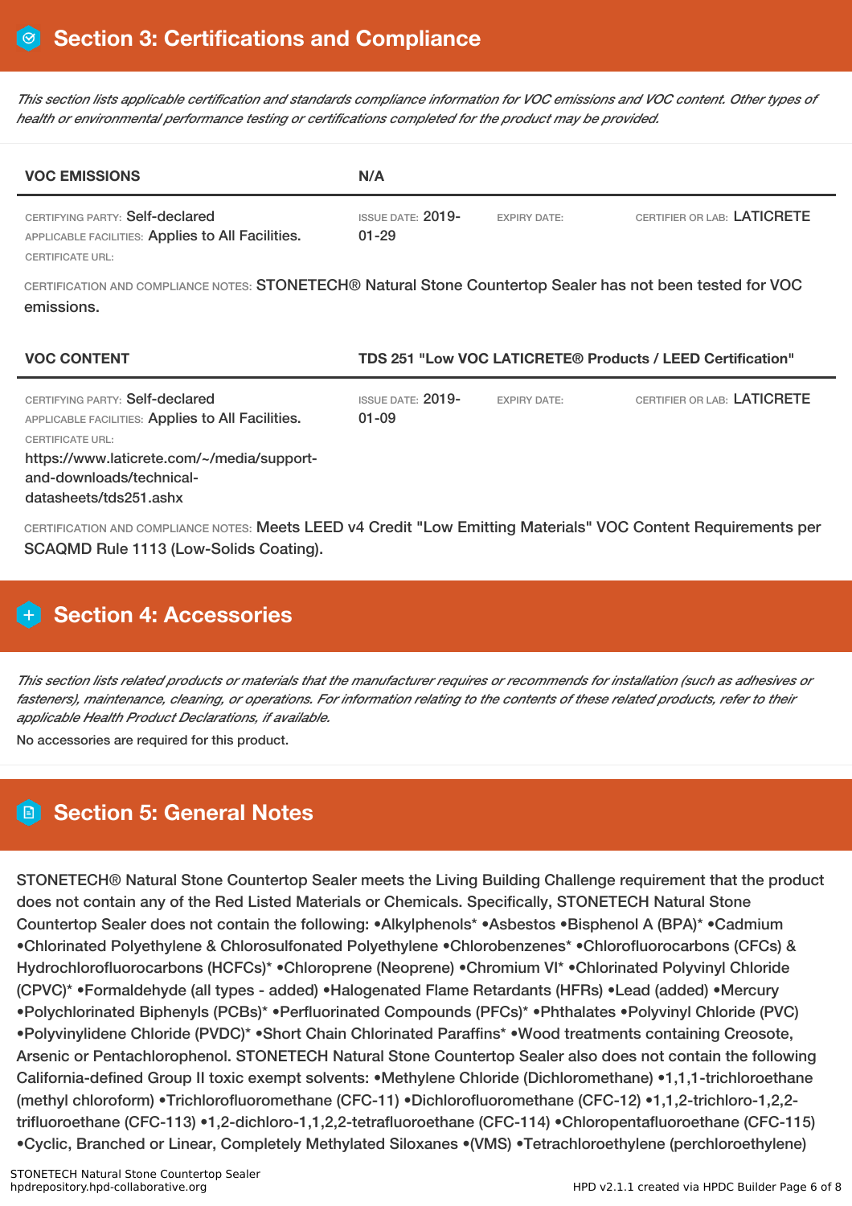## Section 3: Certifications and Compliance

*This section lists applicable certification and standards compliance information for VOC emissions and VOC content. Other types of health or environmental performance testing or certifications completed for the product may be provided.*

| VOC EMISSIONS | N/A | | |
|---|---|---|---|
| CERTIFYING PARTY: Self-declared<br>APPLICABLE FACILITIES: Applies to All Facilities.<br>CERTIFICATE URL: | ISSUE DATE: 2019-01-29 | EXPIRY DATE: | CERTIFIER OR LAB: LATICRETE |

CERTIFICATION AND COMPLIANCE NOTES: STONETECH® Natural Stone Countertop Sealer has not been tested for VOC emissions.

| VOC CONTENT | TDS 251 "Low VOC LATICRETE® Products / LEED Certification" | | |
|---|---|---|---|
| CERTIFYING PARTY: Self-declared<br>APPLICABLE FACILITIES: Applies to All Facilities.<br>CERTIFICATE URL:<br>https://www.laticrete.com/~/media/support-and-downloads/technical-datasheets/tds251.ashx | ISSUE DATE: 2019-01-09 | EXPIRY DATE: | CERTIFIER OR LAB: LATICRETE |

CERTIFICATION AND COMPLIANCE NOTES: Meets LEED v4 Credit "Low Emitting Materials" VOC Content Requirements per SCAQMD Rule 1113 (Low-Solids Coating).

## Section 4: Accessories

*This section lists related products or materials that the manufacturer requires or recommends for installation (such as adhesives or fasteners), maintenance, cleaning, or operations. For information relating to the contents of these related products, refer to their applicable Health Product Declarations, if available.*

No accessories are required for this product.

## Section 5: General Notes

STONETECH® Natural Stone Countertop Sealer meets the Living Building Challenge requirement that the product does not contain any of the Red Listed Materials or Chemicals. Specifically, STONETECH Natural Stone Countertop Sealer does not contain the following: •Alkylphenols* •Asbestos •Bisphenol A (BPA)* •Cadmium •Chlorinated Polyethylene & Chlorosulfonated Polyethylene •Chlorobenzenes* •Chlorofluorocarbons (CFCs) & Hydrochlorofluorocarbons (HCFCs)* •Chloroprene (Neoprene) •Chromium VI* •Chlorinated Polyvinyl Chloride (CPVC)* •Formaldehyde (all types - added) •Halogenated Flame Retardants (HFRs) •Lead (added) •Mercury •Polychlorinated Biphenyls (PCBs)* •Perfluorinated Compounds (PFCs)* •Phthalates •Polyvinyl Chloride (PVC) •Polyvinylidene Chloride (PVDC)* •Short Chain Chlorinated Paraffins* •Wood treatments containing Creosote, Arsenic or Pentachlorophenol. STONETECH Natural Stone Countertop Sealer also does not contain the following California-defined Group II toxic exempt solvents: •Methylene Chloride (Dichloromethane) •1,1,1-trichloroethane (methyl chloroform) •Trichlorofluoromethane (CFC-11) •Dichlorofluoromethane (CFC-12) •1,1,2-trichloro-1,2,2-trifluoroethane (CFC-113) •1,2-dichloro-1,1,2,2-tetrafluoroethane (CFC-114) •Chloropentafluoroethane (CFC-115) •Cyclic, Branched or Linear, Completely Methylated Siloxanes •(VMS) •Tetrachloroethylene (perchloroethylene)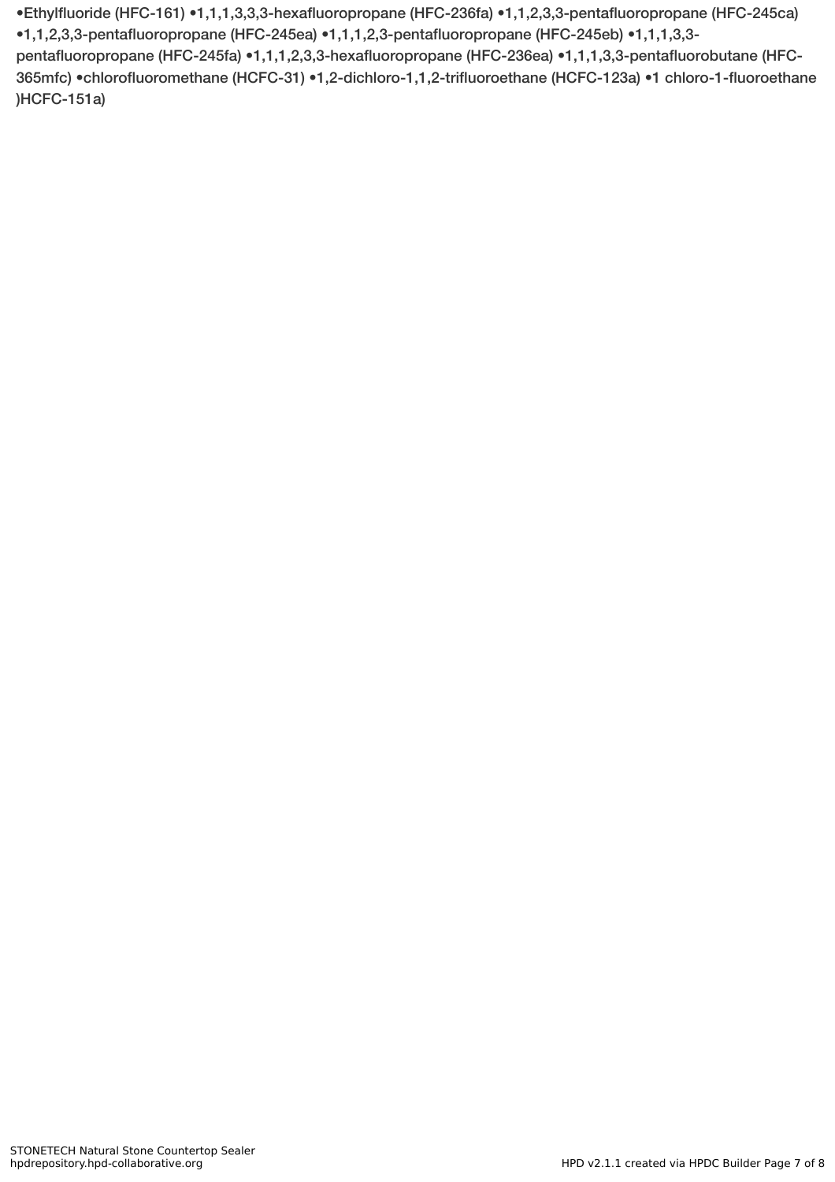•Ethylfluoride (HFC-161) •1,1,1,3,3,3-hexafluoropropane (HFC-236fa) •1,1,2,3,3-pentafluoropropane (HFC-245ca) •1,1,2,3,3-pentafluoropropane (HFC-245ea) •1,1,1,2,3-pentafluoropropane (HFC-245eb) •1,1,1,3,3-pentafluoropropane (HFC-245fa) •1,1,1,2,3,3-hexafluoropropane (HFC-236ea) •1,1,1,3,3-pentafluorobutane (HFC-365mfc) •chlorofluoromethane (HCFC-31) •1,2-dichloro-1,1,2-trifluoroethane (HCFC-123a) •1 chloro-1-fluoroethane )HCFC-151a)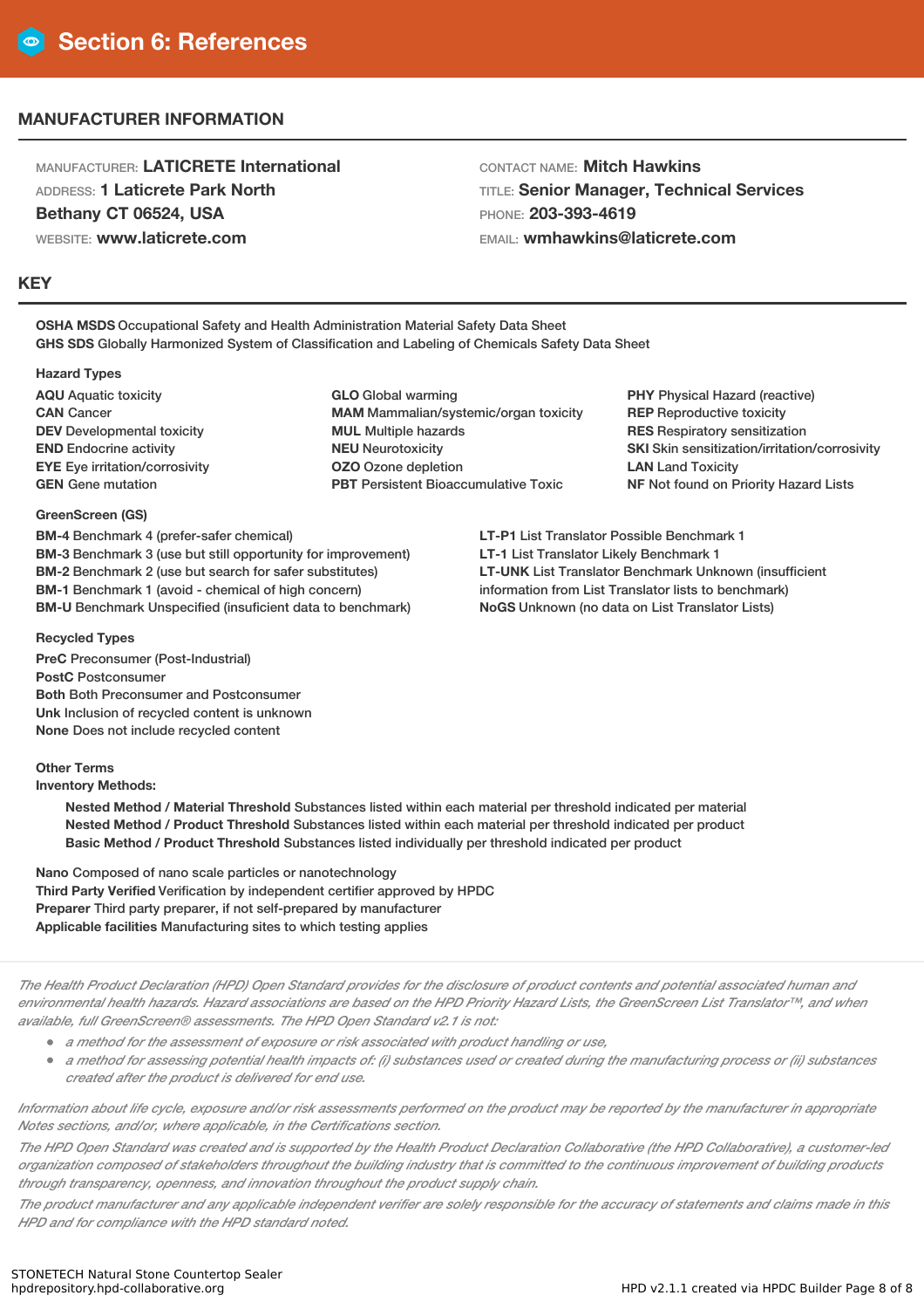# Section 6: References

## MANUFACTURER INFORMATION

MANUFACTURER: **LATICRETE International**
ADDRESS: **1 Laticrete Park North**
**Bethany CT 06524, USA**
WEBSITE: **www.laticrete.com**

CONTACT NAME: **Mitch Hawkins**
TITLE: **Senior Manager, Technical Services**
PHONE: **203-393-4619**
EMAIL: **wmhawkins@laticrete.com**

## KEY

**OSHA MSDS** Occupational Safety and Health Administration Material Safety Data Sheet
**GHS SDS** Globally Harmonized System of Classification and Labeling of Chemicals Safety Data Sheet

**Hazard Types**

**AQU** Aquatic toxicity
**CAN** Cancer
**DEV** Developmental toxicity
**END** Endocrine activity
**EYE** Eye irritation/corrosivity
**GEN** Gene mutation
**GLO** Global warming
**MAM** Mammalian/systemic/organ toxicity
**MUL** Multiple hazards
**NEU** Neurotoxicity
**OZO** Ozone depletion
**PBT** Persistent Bioaccumulative Toxic
**PHY** Physical Hazard (reactive)
**REP** Reproductive toxicity
**RES** Respiratory sensitization
**SKI** Skin sensitization/irritation/corrosivity
**LAN** Land Toxicity
**NF** Not found on Priority Hazard Lists

**GreenScreen (GS)**

**BM-4** Benchmark 4 (prefer-safer chemical)
**BM-3** Benchmark 3 (use but still opportunity for improvement)
**BM-2** Benchmark 2 (use but search for safer substitutes)
**BM-1** Benchmark 1 (avoid - chemical of high concern)
**BM-U** Benchmark Unspecified (insuficient data to benchmark)
**LT-P1** List Translator Possible Benchmark 1
**LT-1** List Translator Likely Benchmark 1
**LT-UNK** List Translator Benchmark Unknown (insufficient information from List Translator lists to benchmark)
**NoGS** Unknown (no data on List Translator Lists)

**Recycled Types**

**PreC** Preconsumer (Post-Industrial)
**PostC** Postconsumer
**Both** Both Preconsumer and Postconsumer
**Unk** Inclusion of recycled content is unknown
**None** Does not include recycled content

**Other Terms**
**Inventory Methods:**

- **Nested Method / Material Threshold** Substances listed within each material per threshold indicated per material
- **Nested Method / Product Threshold** Substances listed within each material per threshold indicated per product
- **Basic Method / Product Threshold** Substances listed individually per threshold indicated per product

**Nano** Composed of nano scale particles or nanotechnology
**Third Party Verified** Verification by independent certifier approved by HPDC
**Preparer** Third party preparer, if not self-prepared by manufacturer
**Applicable facilities** Manufacturing sites to which testing applies

*The Health Product Declaration (HPD) Open Standard provides for the disclosure of product contents and potential associated human and environmental health hazards. Hazard associations are based on the HPD Priority Hazard Lists, the GreenScreen List Translator™, and when available, full GreenScreen® assessments. The HPD Open Standard v2.1 is not:*

- *a method for the assessment of exposure or risk associated with product handling or use,*
- *a method for assessing potential health impacts of: (i) substances used or created during the manufacturing process or (ii) substances created after the product is delivered for end use.*

*Information about life cycle, exposure and/or risk assessments performed on the product may be reported by the manufacturer in appropriate Notes sections, and/or, where applicable, in the Certifications section.*

*The HPD Open Standard was created and is supported by the Health Product Declaration Collaborative (the HPD Collaborative), a customer-led organization composed of stakeholders throughout the building industry that is committed to the continuous improvement of building products through transparency, openness, and innovation throughout the product supply chain.*

*The product manufacturer and any applicable independent verifier are solely responsible for the accuracy of statements and claims made in this HPD and for compliance with the HPD standard noted.*